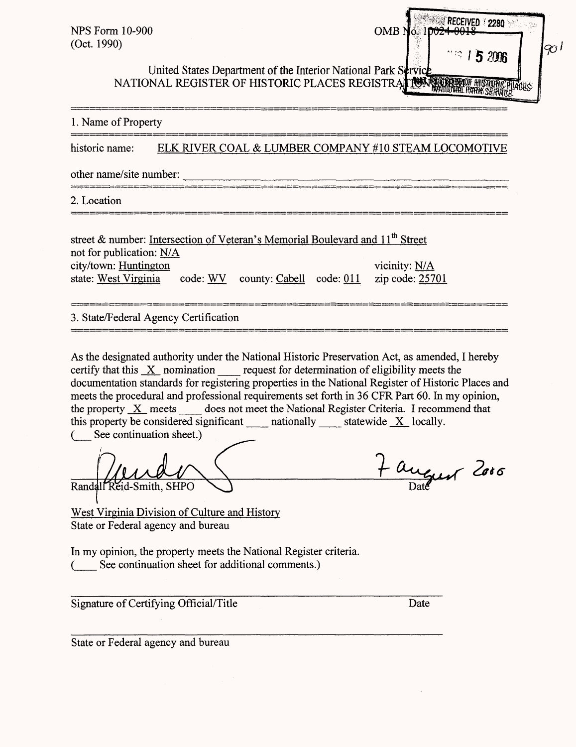NPS Form 10-900
(Oct. 1990)

OMB No. 1024-0018

RECEIVED 2280

AUG 15 2006

NAT. REGISTER OF HISTORIC PLACES
NATIONAL PARK SERVICE

901

United States Department of the Interior National Park Service
NATIONAL REGISTER OF HISTORIC PLACES REGISTRATION FORM

---

1. Name of Property

---

historic name: ELK RIVER COAL & LUMBER COMPANY #10 STEAM LOCOMOTIVE

other name/site number: ______________________________

---

2. Location

---

street & number: Intersection of Veteran's Memorial Boulevard and 11th Street
not for publication: N/A
city/town: Huntington  vicinity: N/A
state: West Virginia  code: WV  county: Cabell  code: 011  zip code: 25701

---

3. State/Federal Agency Certification

---

As the designated authority under the National Historic Preservation Act, as amended, I hereby certify that this _X_ nomination ____ request for determination of eligibility meets the documentation standards for registering properties in the National Register of Historic Places and meets the procedural and professional requirements set forth in 36 CFR Part 60. In my opinion, the property _X_ meets ____ does not meet the National Register Criteria. I recommend that this property be considered significant ____ nationally ____ statewide _X_ locally.
(___ See continuation sheet.)

Randall Reid-Smith, SHPO  7 August 2006
Date

West Virginia Division of Culture and History
State or Federal agency and bureau

In my opinion, the property meets the National Register criteria.
(____ See continuation sheet for additional comments.)

______________________________________________
Signature of Certifying Official/Title  Date

______________________________________________
State or Federal agency and bureau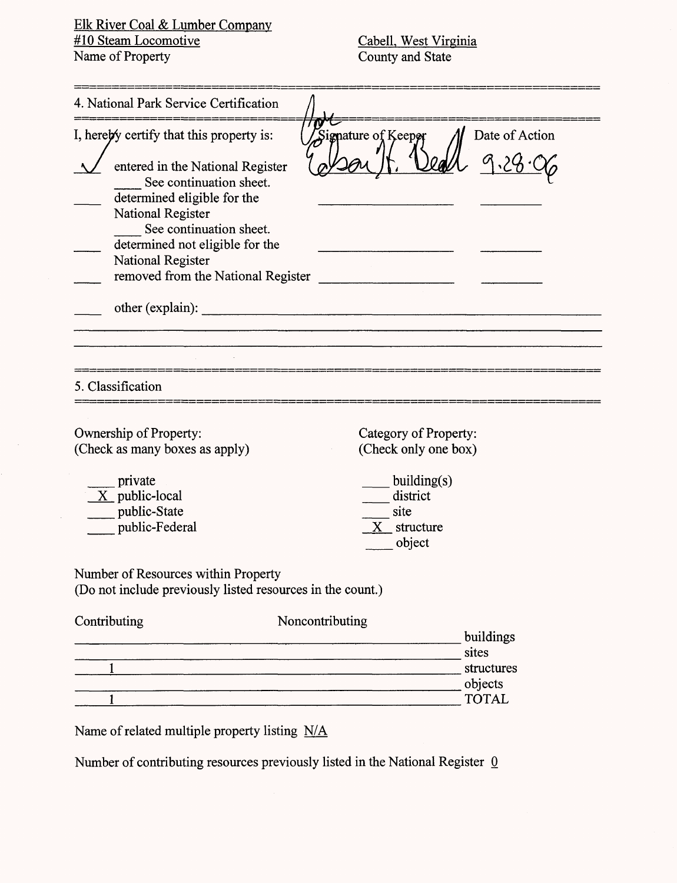Elk River Coal & Lumber Company
#10 Steam Locomotive
Name of Property

Cabell, West Virginia
County and State

## 4. National Park Service Certification

I, hereby certify that this property is:

| | | Signature of Keeper | Date of Action |
|---|---|---|---|
| ✓ | entered in the National Register<br>\_\_\_\_ See continuation sheet. | Edson H. Beall | 9.28.06 |
| \_\_\_\_ | determined eligible for the National Register<br>\_\_\_\_ See continuation sheet. | | |
| \_\_\_\_ | determined not eligible for the National Register | | |
| \_\_\_\_ | removed from the National Register | | |
| \_\_\_\_ | other (explain): | | |

## 5. Classification

**Ownership of Property:**
(Check as many boxes as apply)

- \_\_\_\_ private
- X public-local
- \_\_\_\_ public-State
- \_\_\_\_ public-Federal

**Category of Property:**
(Check only one box)

- \_\_\_\_ building(s)
- \_\_\_\_ district
- \_\_\_\_ site
- X structure
- \_\_\_\_ object

**Number of Resources within Property**
(Do not include previously listed resources in the count.)

| Contributing | Noncontributing | |
|---|---|---|
| | | buildings |
| | | sites |
| 1 | | structures |
| | | objects |
| 1 | | TOTAL |

Name of related multiple property listing N/A

Number of contributing resources previously listed in the National Register 0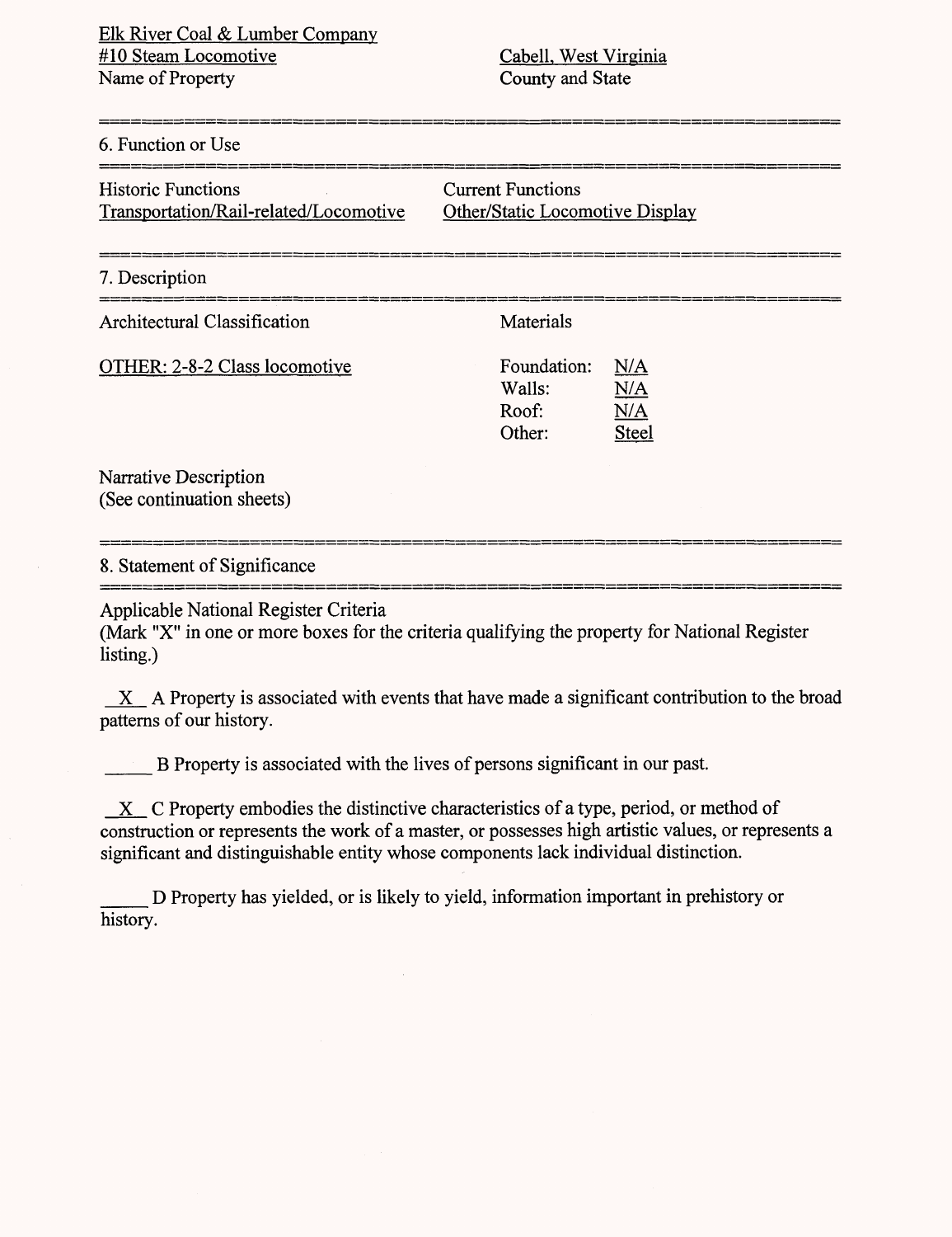Elk River Coal & Lumber Company
#10 Steam Locomotive
Name of Property

Cabell, West Virginia
County and State

## 6. Function or Use

| Historic Functions | Current Functions |
|---|---|
| Transportation/Rail-related/Locomotive | Other/Static Locomotive Display |

## 7. Description

Architectural Classification

OTHER: 2-8-2 Class locomotive

Materials

| | |
|---|---|
| Foundation: | N/A |
| Walls: | N/A |
| Roof: | N/A |
| Other: | Steel |

Narrative Description
(See continuation sheets)

## 8. Statement of Significance

Applicable National Register Criteria
(Mark "X" in one or more boxes for the criteria qualifying the property for National Register listing.)

\_X\_ A Property is associated with events that have made a significant contribution to the broad patterns of our history.

\_\_\_\_\_ B Property is associated with the lives of persons significant in our past.

\_X\_ C Property embodies the distinctive characteristics of a type, period, or method of construction or represents the work of a master, or possesses high artistic values, or represents a significant and distinguishable entity whose components lack individual distinction.

\_\_\_\_\_ D Property has yielded, or is likely to yield, information important in prehistory or history.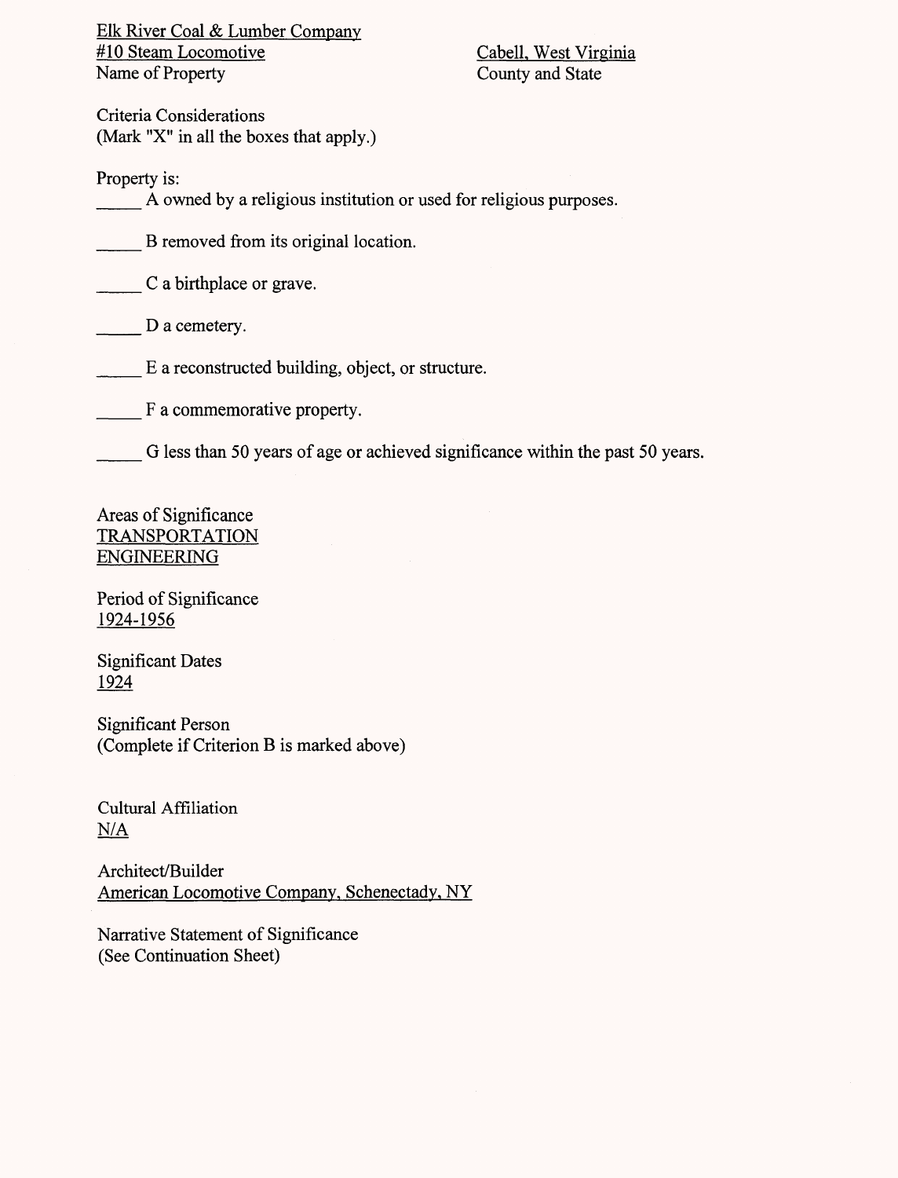Elk River Coal & Lumber Company
#10 Steam Locomotive
Name of Property

Cabell, West Virginia
County and State

Criteria Considerations
(Mark "X" in all the boxes that apply.)

Property is:

_____ A owned by a religious institution or used for religious purposes.

_____ B removed from its original location.

_____ C a birthplace or grave.

_____ D a cemetery.

_____ E a reconstructed building, object, or structure.

_____ F a commemorative property.

_____ G less than 50 years of age or achieved significance within the past 50 years.

Areas of Significance
TRANSPORTATION
ENGINEERING

Period of Significance
1924-1956

Significant Dates
1924

Significant Person
(Complete if Criterion B is marked above)

Cultural Affiliation
N/A

Architect/Builder
American Locomotive Company, Schenectady, NY

Narrative Statement of Significance
(See Continuation Sheet)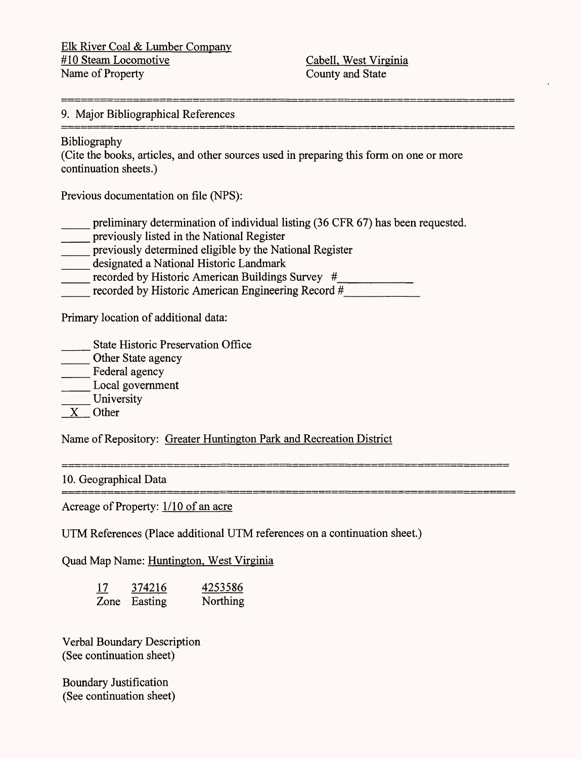Elk River Coal & Lumber Company
#10 Steam Locomotive
Name of Property

Cabell, West Virginia
County and State

## 9. Major Bibliographical References

Bibliography
(Cite the books, articles, and other sources used in preparing this form on one or more continuation sheets.)

Previous documentation on file (NPS):

_____ preliminary determination of individual listing (36 CFR 67) has been requested.
_____ previously listed in the National Register
_____ previously determined eligible by the National Register
_____ designated a National Historic Landmark
_____ recorded by Historic American Buildings Survey #___________
_____ recorded by Historic American Engineering Record #___________

Primary location of additional data:

_____ State Historic Preservation Office
_____ Other State agency
_____ Federal agency
_____ Local government
_____ University
__X__ Other

Name of Repository: Greater Huntington Park and Recreation District

## 10. Geographical Data

Acreage of Property: 1/10 of an acre

UTM References (Place additional UTM references on a continuation sheet.)

Quad Map Name: Huntington, West Virginia

| Zone | Easting | Northing |
|---|---|---|
| 17 | 374216 | 4253586 |

Verbal Boundary Description
(See continuation sheet)

Boundary Justification
(See continuation sheet)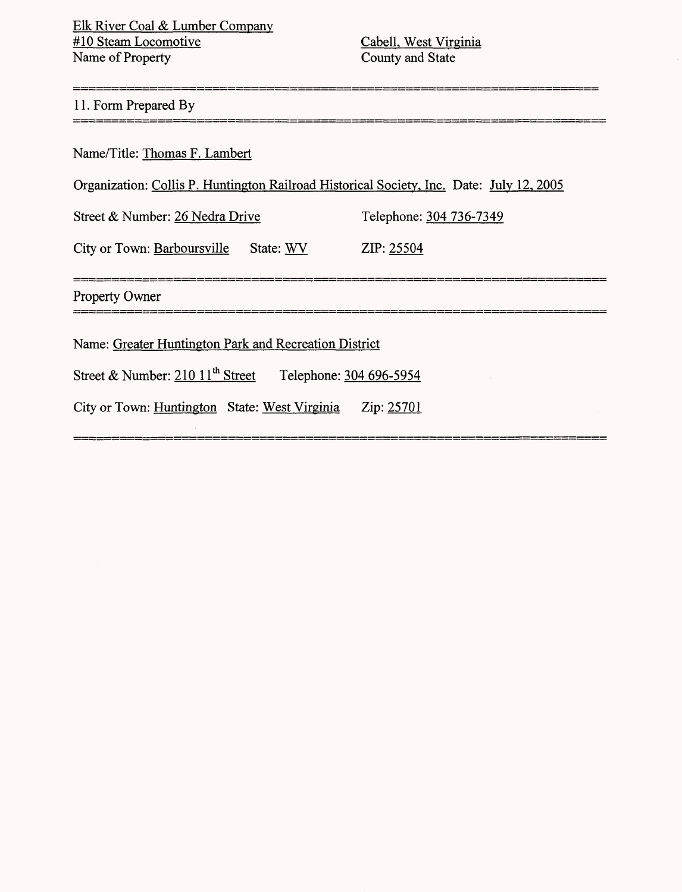## 11. Form Prepared By

Name/Title: Thomas F. Lambert

Organization: Collis P. Huntington Railroad Historical Society, Inc. Date: July 12, 2005

Street & Number: 26 Nedra Drive Telephone: 304 736-7349

City or Town: Barboursville State: WV ZIP: 25504

## Property Owner

Name: Greater Huntington Park and Recreation District

Street & Number: 210 11th Street Telephone: 304 696-5954

City or Town: Huntington State: West Virginia Zip: 25701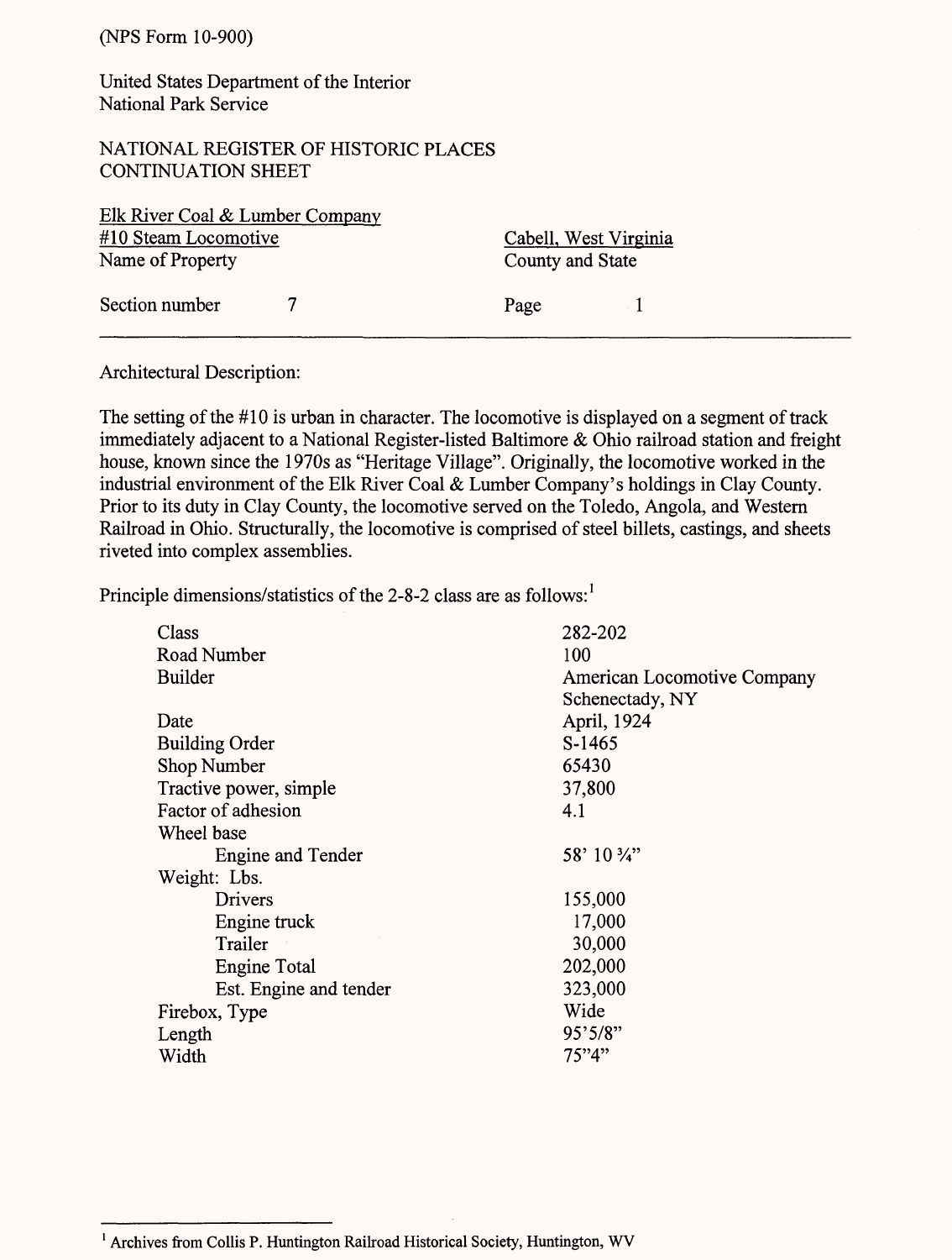(NPS Form 10-900)

United States Department of the Interior
National Park Service

NATIONAL REGISTER OF HISTORIC PLACES
CONTINUATION SHEET

Elk River Coal & Lumber Company
#10 Steam Locomotive
Name of Property

Cabell, West Virginia
County and State

Section number 7 Page 1

---

Architectural Description:

The setting of the #10 is urban in character. The locomotive is displayed on a segment of track immediately adjacent to a National Register-listed Baltimore & Ohio railroad station and freight house, known since the 1970s as "Heritage Village". Originally, the locomotive worked in the industrial environment of the Elk River Coal & Lumber Company's holdings in Clay County. Prior to its duty in Clay County, the locomotive served on the Toledo, Angola, and Western Railroad in Ohio. Structurally, the locomotive is comprised of steel billets, castings, and sheets riveted into complex assemblies.

Principle dimensions/statistics of the 2-8-2 class are as follows:[1]

| | |
|---|---|
| Class | 282-202 |
| Road Number | 100 |
| Builder | American Locomotive Company Schenectady, NY |
| Date | April, 1924 |
| Building Order | S-1465 |
| Shop Number | 65430 |
| Tractive power, simple | 37,800 |
| Factor of adhesion | 4.1 |
| Wheel base | |
| Engine and Tender | 58' 10 ¾" |
| Weight: Lbs. | |
| Drivers | 155,000 |
| Engine truck | 17,000 |
| Trailer | 30,000 |
| Engine Total | 202,000 |
| Est. Engine and tender | 323,000 |
| Firebox, Type | Wide |
| Length | 95'5/8" |
| Width | 75"4" |

[1] Archives from Collis P. Huntington Railroad Historical Society, Huntington, WV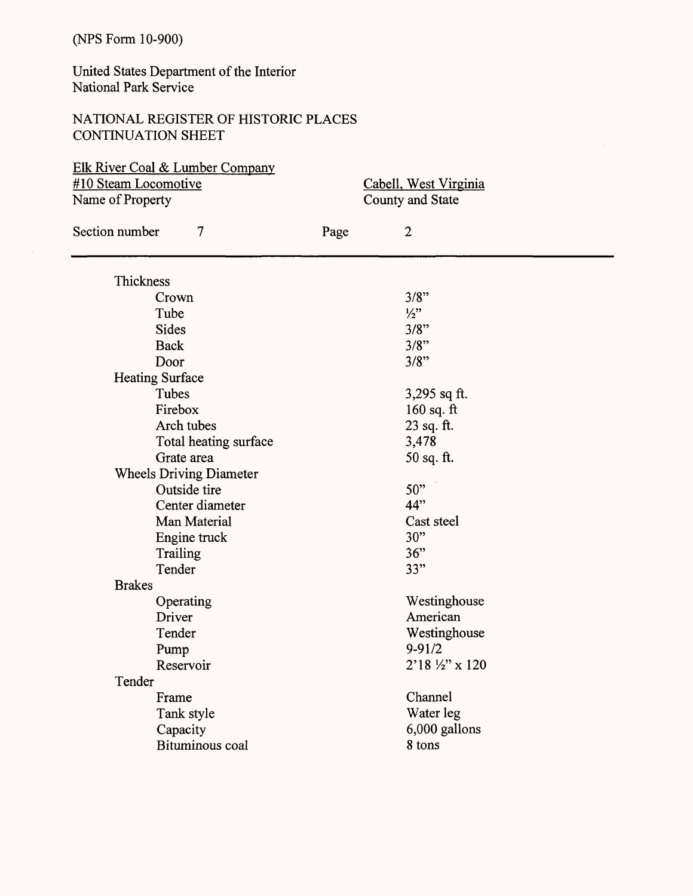(NPS Form 10-900)

United States Department of the Interior
National Park Service

NATIONAL REGISTER OF HISTORIC PLACES
CONTINUATION SHEET

Elk River Coal & Lumber Company
#10 Steam Locomotive
Name of Property

Cabell, West Virginia
County and State

Section number 7 Page 2

| | |
|---|---|
| Thickness | |
| Crown | 3/8" |
| Tube | ½" |
| Sides | 3/8" |
| Back | 3/8" |
| Door | 3/8" |
| Heating Surface | |
| Tubes | 3,295 sq ft. |
| Firebox | 160 sq. ft |
| Arch tubes | 23 sq. ft. |
| Total heating surface | 3,478 |
| Grate area | 50 sq. ft. |
| Wheels Driving Diameter | |
| Outside tire | 50" |
| Center diameter | 44" |
| Man Material | Cast steel |
| Engine truck | 30" |
| Trailing | 36" |
| Tender | 33" |
| Brakes | |
| Operating | Westinghouse |
| Driver | American |
| Tender | Westinghouse |
| Pump | 9-91/2 |
| Reservoir | 2'18 ½" x 120 |
| Tender | |
| Frame | Channel |
| Tank style | Water leg |
| Capacity | 6,000 gallons |
| Bituminous coal | 8 tons |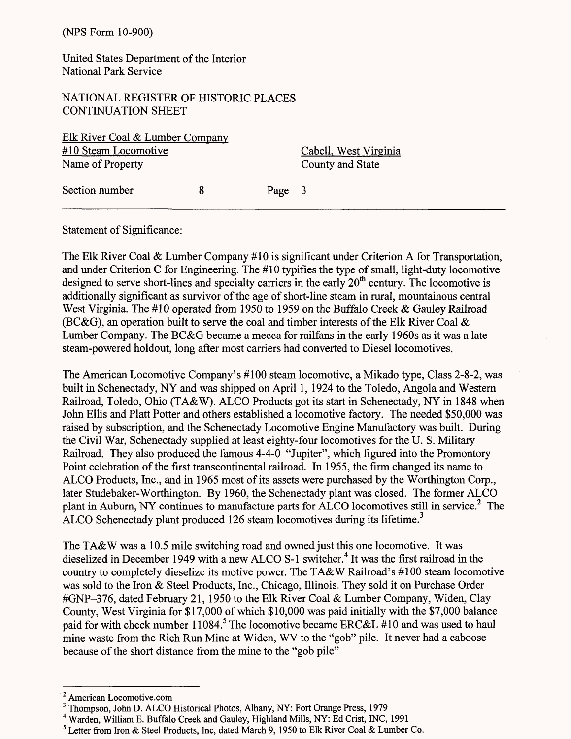(NPS Form 10-900)

United States Department of the Interior
National Park Service

NATIONAL REGISTER OF HISTORIC PLACES
CONTINUATION SHEET

Elk River Coal & Lumber Company
#10 Steam Locomotive — Cabell, West Virginia
Name of Property — County and State

Section number 8 Page 3

---

Statement of Significance:

The Elk River Coal & Lumber Company #10 is significant under Criterion A for Transportation, and under Criterion C for Engineering. The #10 typifies the type of small, light-duty locomotive designed to serve short-lines and specialty carriers in the early 20th century. The locomotive is additionally significant as survivor of the age of short-line steam in rural, mountainous central West Virginia. The #10 operated from 1950 to 1959 on the Buffalo Creek & Gauley Railroad (BC&G), an operation built to serve the coal and timber interests of the Elk River Coal & Lumber Company. The BC&G became a mecca for railfans in the early 1960s as it was a late steam-powered holdout, long after most carriers had converted to Diesel locomotives.

The American Locomotive Company's #100 steam locomotive, a Mikado type, Class 2-8-2, was built in Schenectady, NY and was shipped on April 1, 1924 to the Toledo, Angola and Western Railroad, Toledo, Ohio (TA&W). ALCO Products got its start in Schenectady, NY in 1848 when John Ellis and Platt Potter and others established a locomotive factory. The needed $50,000 was raised by subscription, and the Schenectady Locomotive Engine Manufactory was built. During the Civil War, Schenectady supplied at least eighty-four locomotives for the U. S. Military Railroad. They also produced the famous 4-4-0 "Jupiter", which figured into the Promontory Point celebration of the first transcontinental railroad. In 1955, the firm changed its name to ALCO Products, Inc., and in 1965 most of its assets were purchased by the Worthington Corp., later Studebaker-Worthington. By 1960, the Schenectady plant was closed. The former ALCO plant in Auburn, NY continues to manufacture parts for ALCO locomotives still in service.[2] The ALCO Schenectady plant produced 126 steam locomotives during its lifetime.[3]

The TA&W was a 10.5 mile switching road and owned just this one locomotive. It was dieselized in December 1949 with a new ALCO S-1 switcher.[4] It was the first railroad in the country to completely dieselize its motive power. The TA&W Railroad's #100 steam locomotive was sold to the Iron & Steel Products, Inc., Chicago, Illinois. They sold it on Purchase Order #GNP–376, dated February 21, 1950 to the Elk River Coal & Lumber Company, Widen, Clay County, West Virginia for $17,000 of which $10,000 was paid initially with the $7,000 balance paid for with check number 11084.[5] The locomotive became ERC&L #10 and was used to haul mine waste from the Rich Run Mine at Widen, WV to the "gob" pile. It never had a caboose because of the short distance from the mine to the "gob pile"

---

[2] American Locomotive.com

[3] Thompson, John D. ALCO Historical Photos, Albany, NY: Fort Orange Press, 1979

[4] Warden, William E. Buffalo Creek and Gauley, Highland Mills, NY: Ed Crist, INC, 1991

[5] Letter from Iron & Steel Products, Inc, dated March 9, 1950 to Elk River Coal & Lumber Co.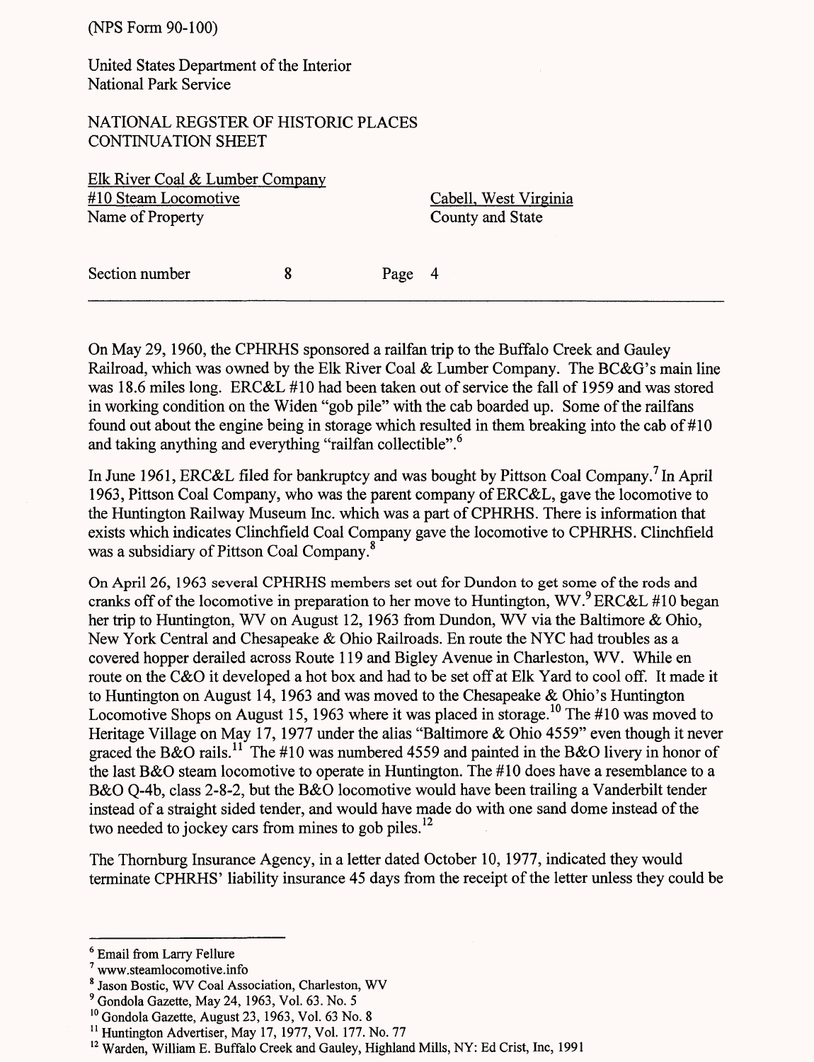On May 29, 1960, the CPHRHS sponsored a railfan trip to the Buffalo Creek and Gauley Railroad, which was owned by the Elk River Coal & Lumber Company. The BC&G's main line was 18.6 miles long. ERC&L #10 had been taken out of service the fall of 1959 and was stored in working condition on the Widen "gob pile" with the cab boarded up. Some of the railfans found out about the engine being in storage which resulted in them breaking into the cab of #10 and taking anything and everything "railfan collectible".[6]

In June 1961, ERC&L filed for bankruptcy and was bought by Pittson Coal Company.[7] In April 1963, Pittson Coal Company, who was the parent company of ERC&L, gave the locomotive to the Huntington Railway Museum Inc. which was a part of CPHRHS. There is information that exists which indicates Clinchfield Coal Company gave the locomotive to CPHRHS. Clinchfield was a subsidiary of Pittson Coal Company.[8]

On April 26, 1963 several CPHRHS members set out for Dundon to get some of the rods and cranks off of the locomotive in preparation to her move to Huntington, WV.[9] ERC&L #10 began her trip to Huntington, WV on August 12, 1963 from Dundon, WV via the Baltimore & Ohio, New York Central and Chesapeake & Ohio Railroads. En route the NYC had troubles as a covered hopper derailed across Route 119 and Bigley Avenue in Charleston, WV. While en route on the C&O it developed a hot box and had to be set off at Elk Yard to cool off. It made it to Huntington on August 14, 1963 and was moved to the Chesapeake & Ohio's Huntington Locomotive Shops on August 15, 1963 where it was placed in storage.[10] The #10 was moved to Heritage Village on May 17, 1977 under the alias "Baltimore & Ohio 4559" even though it never graced the B&O rails.[11] The #10 was numbered 4559 and painted in the B&O livery in honor of the last B&O steam locomotive to operate in Huntington. The #10 does have a resemblance to a B&O Q-4b, class 2-8-2, but the B&O locomotive would have been trailing a Vanderbilt tender instead of a straight sided tender, and would have made do with one sand dome instead of the two needed to jockey cars from mines to gob piles.[12]

The Thornburg Insurance Agency, in a letter dated October 10, 1977, indicated they would terminate CPHRHS' liability insurance 45 days from the receipt of the letter unless they could be

---

[6] Email from Larry Fellure

[7] www.steamlocomotive.info

[8] Jason Bostic, WV Coal Association, Charleston, WV

[9] Gondola Gazette, May 24, 1963, Vol. 63. No. 5

[10] Gondola Gazette, August 23, 1963, Vol. 63 No. 8

[11] Huntington Advertiser, May 17, 1977, Vol. 177. No. 77

[12] Warden, William E. Buffalo Creek and Gauley, Highland Mills, NY: Ed Crist, Inc, 1991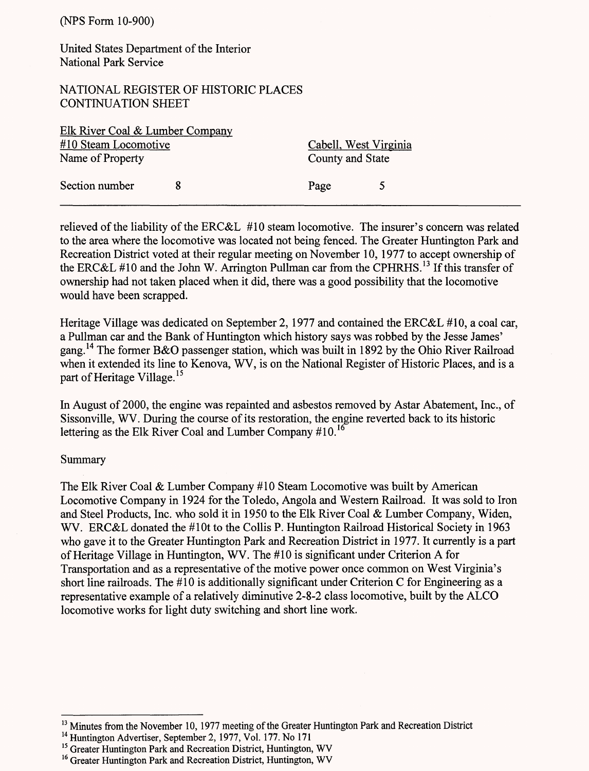relieved of the liability of the ERC&L #10 steam locomotive. The insurer's concern was related to the area where the locomotive was located not being fenced. The Greater Huntington Park and Recreation District voted at their regular meeting on November 10, 1977 to accept ownership of the ERC&L #10 and the John W. Arrington Pullman car from the CPHRHS.[13] If this transfer of ownership had not taken placed when it did, there was a good possibility that the locomotive would have been scrapped.

Heritage Village was dedicated on September 2, 1977 and contained the ERC&L #10, a coal car, a Pullman car and the Bank of Huntington which history says was robbed by the Jesse James' gang.[14] The former B&O passenger station, which was built in 1892 by the Ohio River Railroad when it extended its line to Kenova, WV, is on the National Register of Historic Places, and is a part of Heritage Village.[15]

In August of 2000, the engine was repainted and asbestos removed by Astar Abatement, Inc., of Sissonville, WV. During the course of its restoration, the engine reverted back to its historic lettering as the Elk River Coal and Lumber Company #10.[16]

Summary

The Elk River Coal & Lumber Company #10 Steam Locomotive was built by American Locomotive Company in 1924 for the Toledo, Angola and Western Railroad. It was sold to Iron and Steel Products, Inc. who sold it in 1950 to the Elk River Coal & Lumber Company, Widen, WV. ERC&L donated the #10t to the Collis P. Huntington Railroad Historical Society in 1963 who gave it to the Greater Huntington Park and Recreation District in 1977. It currently is a part of Heritage Village in Huntington, WV. The #10 is significant under Criterion A for Transportation and as a representative of the motive power once common on West Virginia's short line railroads. The #10 is additionally significant under Criterion C for Engineering as a representative example of a relatively diminutive 2-8-2 class locomotive, built by the ALCO locomotive works for light duty switching and short line work.

---

[13] Minutes from the November 10, 1977 meeting of the Greater Huntington Park and Recreation District

[14] Huntington Advertiser, September 2, 1977, Vol. 177. No 171

[15] Greater Huntington Park and Recreation District, Huntington, WV

[16] Greater Huntington Park and Recreation District, Huntington, WV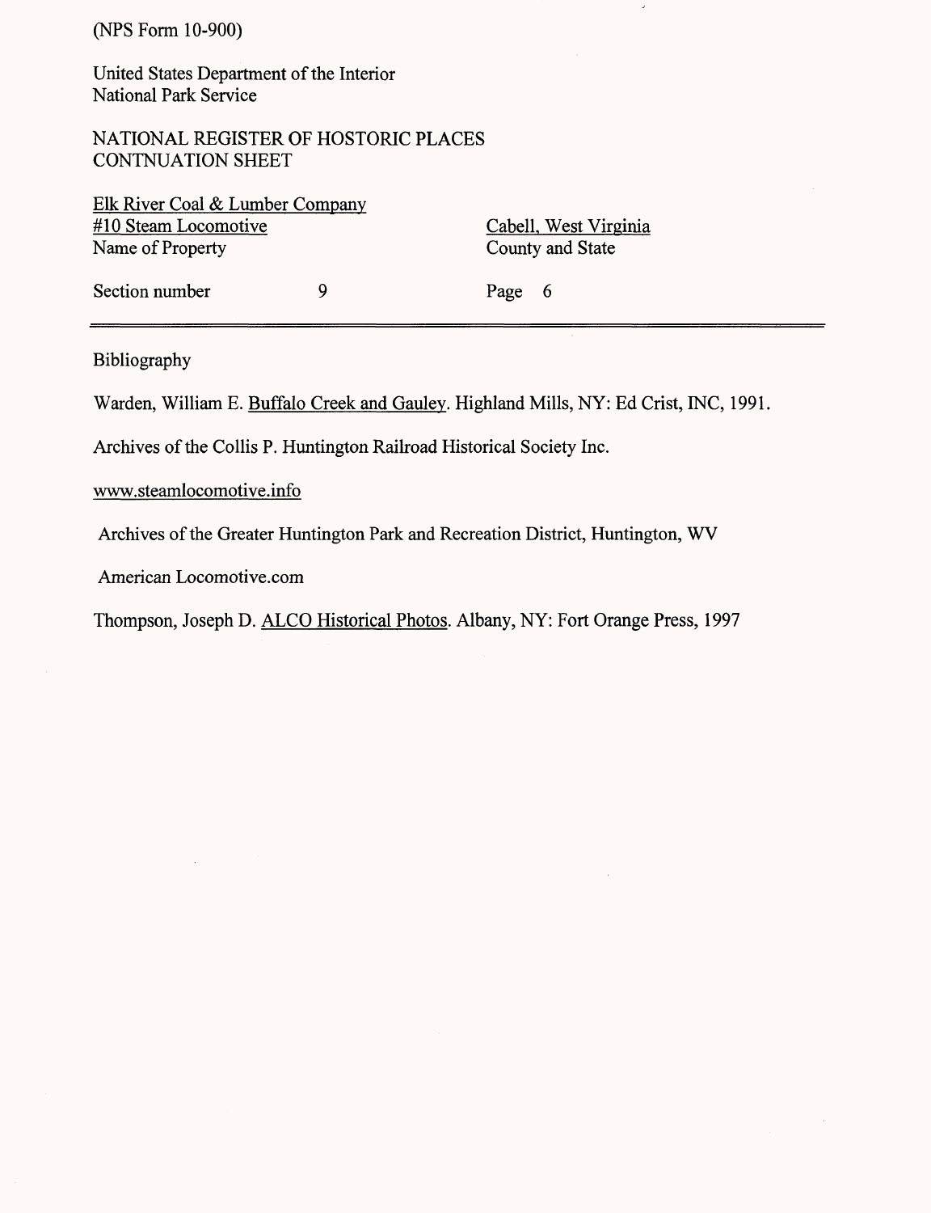(NPS Form 10-900)

United States Department of the Interior
National Park Service

NATIONAL REGISTER OF HOSTORIC PLACES
CONTNUATION SHEET

Elk River Coal & Lumber Company
#10 Steam Locomotive
Name of Property

Cabell, West Virginia
County and State

Section number 9

Page 6

Bibliography

Warden, William E. Buffalo Creek and Gauley. Highland Mills, NY: Ed Crist, INC, 1991.

Archives of the Collis P. Huntington Railroad Historical Society Inc.

www.steamlocomotive.info

Archives of the Greater Huntington Park and Recreation District, Huntington, WV

American Locomotive.com

Thompson, Joseph D. ALCO Historical Photos. Albany, NY: Fort Orange Press, 1997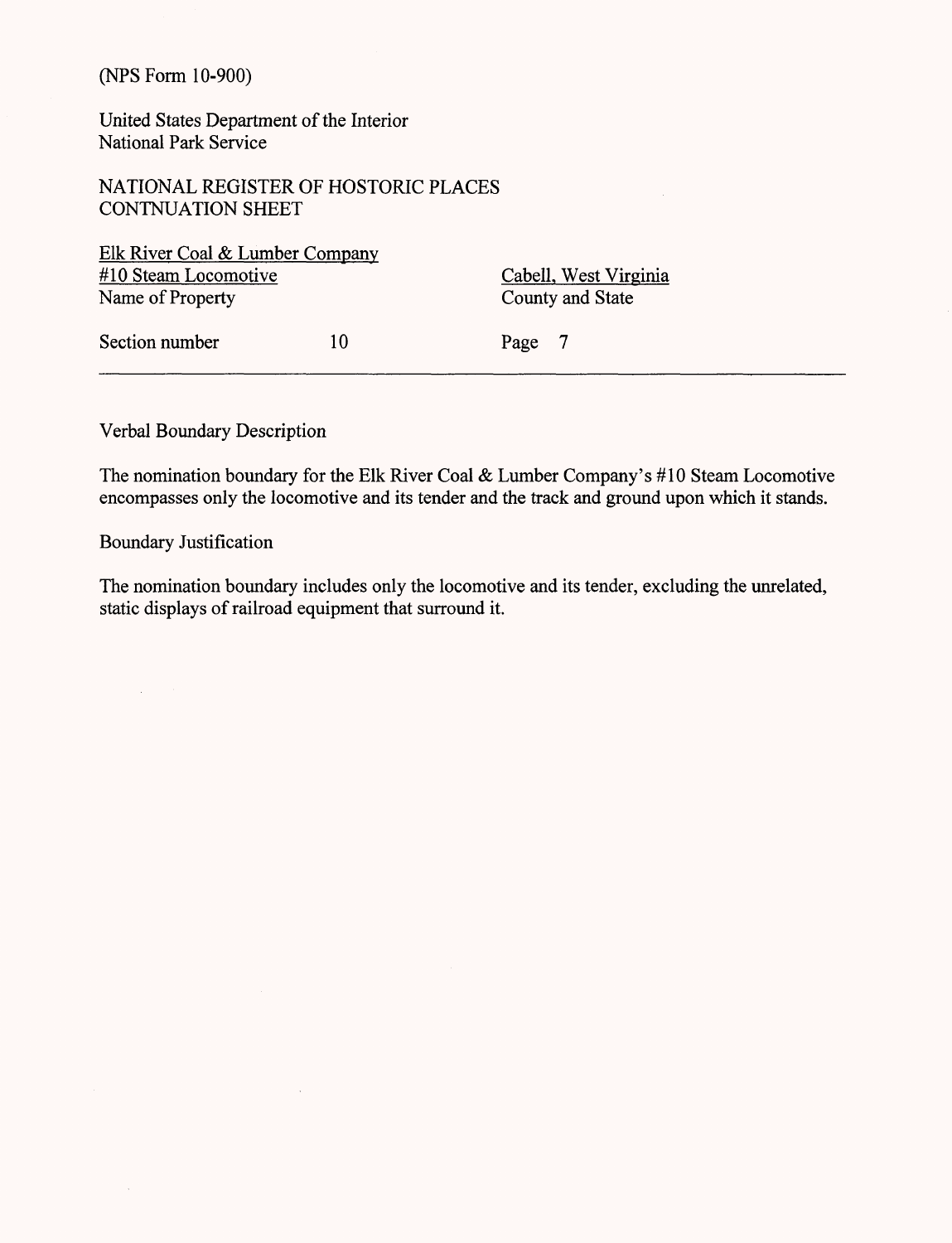(NPS Form 10-900)

United States Department of the Interior
National Park Service

NATIONAL REGISTER OF HOSTORIC PLACES
CONTNUATION SHEET

| Elk River Coal & Lumber Company #10 Steam Locomotive | Cabell, West Virginia |
|---|---|
| Name of Property | County and State |
| Section number 10 | Page 7 |

Verbal Boundary Description

The nomination boundary for the Elk River Coal & Lumber Company's #10 Steam Locomotive encompasses only the locomotive and its tender and the track and ground upon which it stands.

Boundary Justification

The nomination boundary includes only the locomotive and its tender, excluding the unrelated, static displays of railroad equipment that surround it.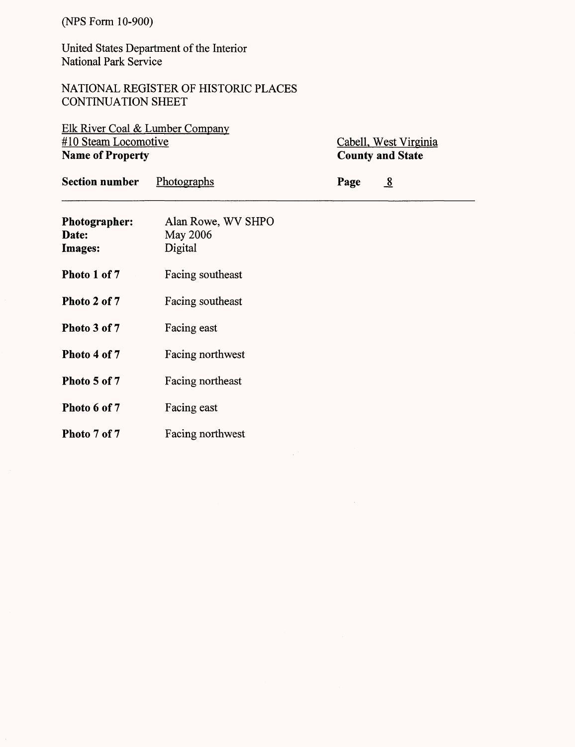(NPS Form 10-900)

United States Department of the Interior
National Park Service

NATIONAL REGISTER OF HISTORIC PLACES
CONTINUATION SHEET

Elk River Coal & Lumber Company
#10 Steam Locomotive
**Name of Property**

Cabell, West Virginia
**County and State**

**Section number** Photographs **Page** 8

---

**Photographer:** Alan Rowe, WV SHPO
**Date:** May 2006
**Images:** Digital

**Photo 1 of 7** Facing southeast

**Photo 2 of 7** Facing southeast

**Photo 3 of 7** Facing east

**Photo 4 of 7** Facing northwest

**Photo 5 of 7** Facing northeast

**Photo 6 of 7** Facing east

**Photo 7 of 7** Facing northwest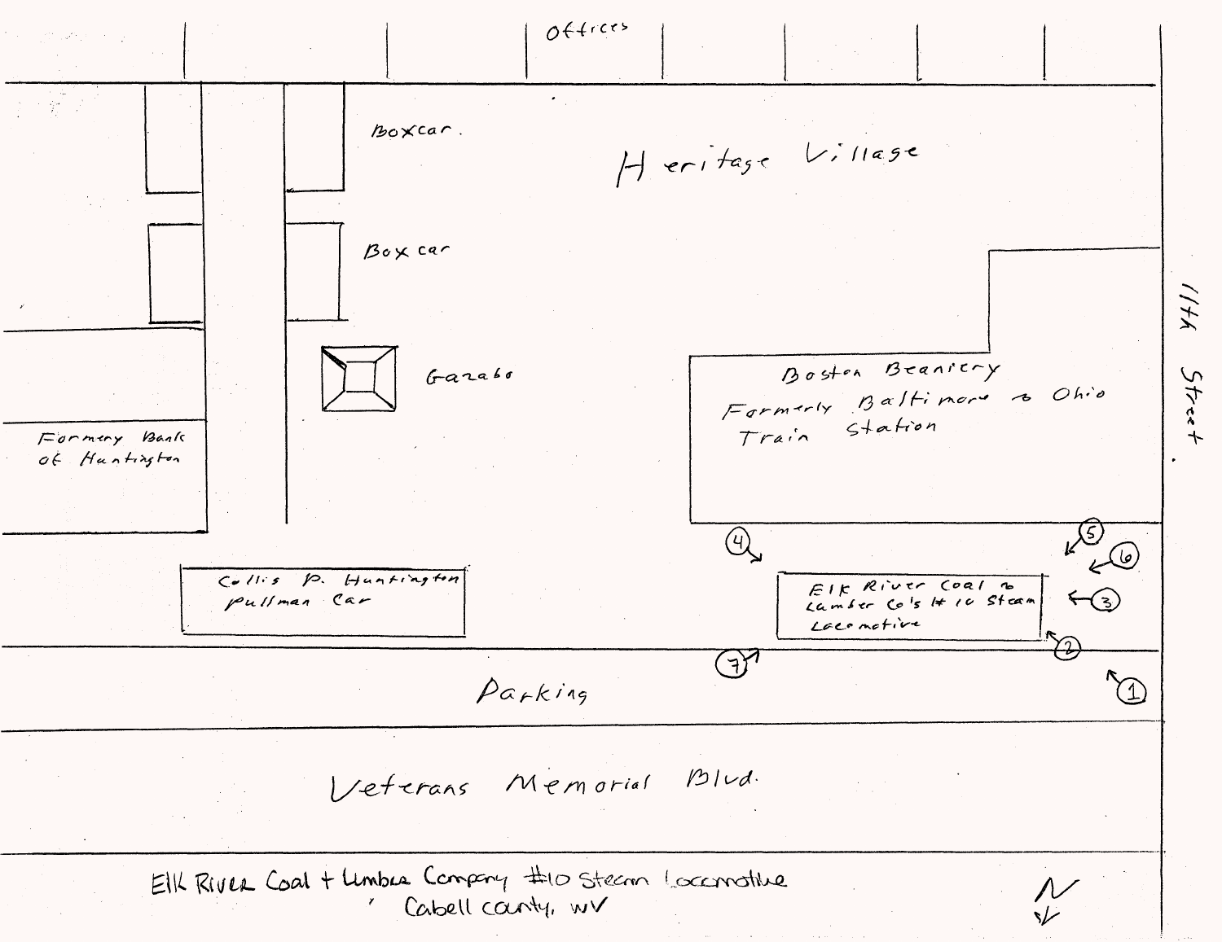Offices

Boxcar.

Heritage Village

Box car

Gazebo

Boston Beanery

Formerly Baltimore & Ohio Train Station

11th Street

Formerly Bank of Huntington

Collis P. Huntington pullman Car

Elk River Coal & Lumber Co's # 10 Steam Locomotive

4

5

6

3

2

7

1

Parking

Veterans Memorial Blvd.

Elk River Coal + Lumber Company #10 Steam Locomotive

Cabell county, WV

N